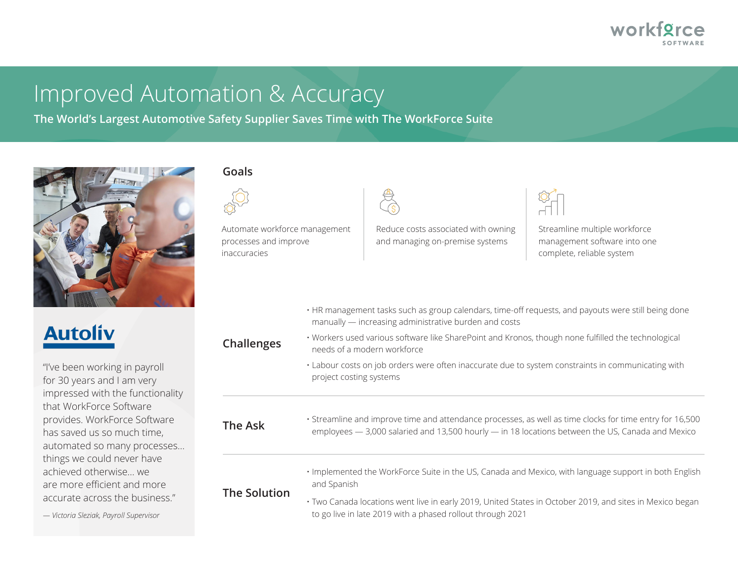# Improved Automation & Accuracy

**The World's Largest Automotive Safety Supplier Saves Time with The WorkForce Suite**

**Autoliv**

"I've been working in payroll for 30 years and I am very impressed with the functionality that WorkForce Software provides. WorkForce Software has saved us so much time, automated so many processes… things we could never have achieved otherwise… we are more efficient and more accurate across the business."

*— Victoria Sleziak, Payroll Supervisor*

## Goals

- Automate workforce management processes and improve inaccuracies
- Reduce costs associated with owning and managing on-premise systems
- Streamline multiple workforce management software into one complete, reliable system

## Challenges

- HR management tasks such as group calendars, time-off requests, and payouts were still being done manually — increasing administrative burden and costs
- Workers used various software like SharePoint and Kronos, though none fulfilled the technological needs of a modern workforce
- Labour costs on job orders were often inaccurate due to system constraints in communicating with project costing systems

## The Ask

- Streamline and improve time and attendance processes, as well as time clocks for time entry for 16,500 employees — 3,000 salaried and 13,500 hourly — in 18 locations between the US, Canada and Mexico

## The Solution

- Implemented the WorkForce Suite in the US, Canada and Mexico, with language support in both English and Spanish
- Two Canada locations went live in early 2019, United States in October 2019, and sites in Mexico began to go live in late 2019 with a phased rollout through 2021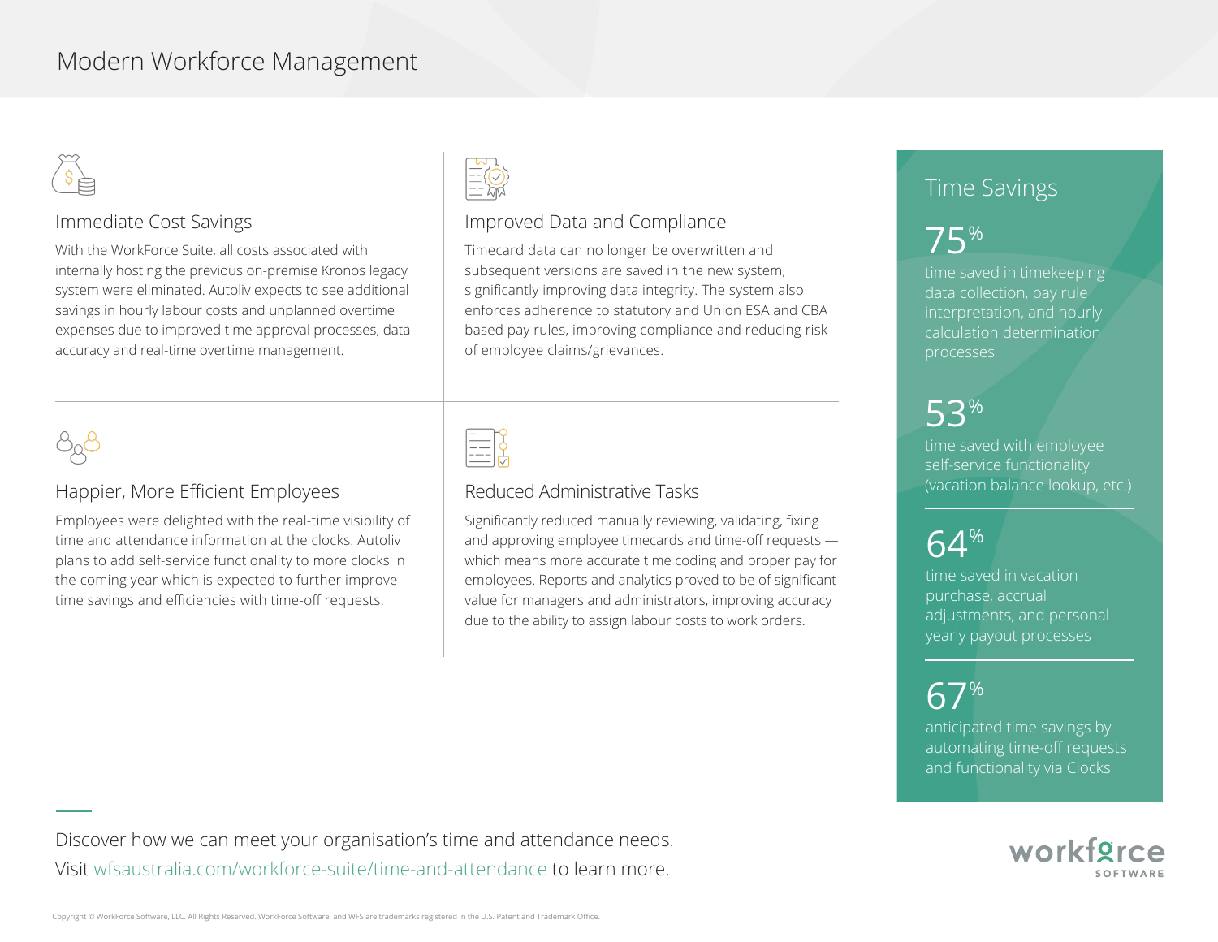# Modern Workforce Management

### Immediate Cost Savings

With the WorkForce Suite, all costs associated with internally hosting the previous on-premise Kronos legacy system were eliminated. Autoliv expects to see additional savings in hourly labour costs and unplanned overtime expenses due to improved time approval processes, data accuracy and real-time overtime management.

### Improved Data and Compliance

Timecard data can no longer be overwritten and subsequent versions are saved in the new system, significantly improving data integrity. The system also enforces adherence to statutory and Union ESA and CBA based pay rules, improving compliance and reducing risk of employee claims/grievances.

### Happier, More Efficient Employees

Employees were delighted with the real-time visibility of time and attendance information at the clocks. Autoliv plans to add self-service functionality to more clocks in the coming year which is expected to further improve time savings and efficiencies with time-off requests.

### Reduced Administrative Tasks

Significantly reduced manually reviewing, validating, fixing and approving employee timecards and time-off requests — which means more accurate time coding and proper pay for employees. Reports and analytics proved to be of significant value for managers and administrators, improving accuracy due to the ability to assign labour costs to work orders.

## Time Savings

**75%**
time saved in timekeeping data collection, pay rule interpretation, and hourly calculation determination processes

**53%**
time saved with employee self-service functionality (vacation balance lookup, etc.)

**64%**
time saved in vacation purchase, accrual adjustments, and personal yearly payout processes

**67%**
anticipated time savings by automating time-off requests and functionality via Clocks

Discover how we can meet your organisation's time and attendance needs.
Visit wfsaustralia.com/workforce-suite/time-and-attendance to learn more.

workforce SOFTWARE

Copyright © WorkForce Software, LLC. All Rights Reserved. WorkForce Software, and WFS are trademarks registered in the U.S. Patent and Trademark Office.